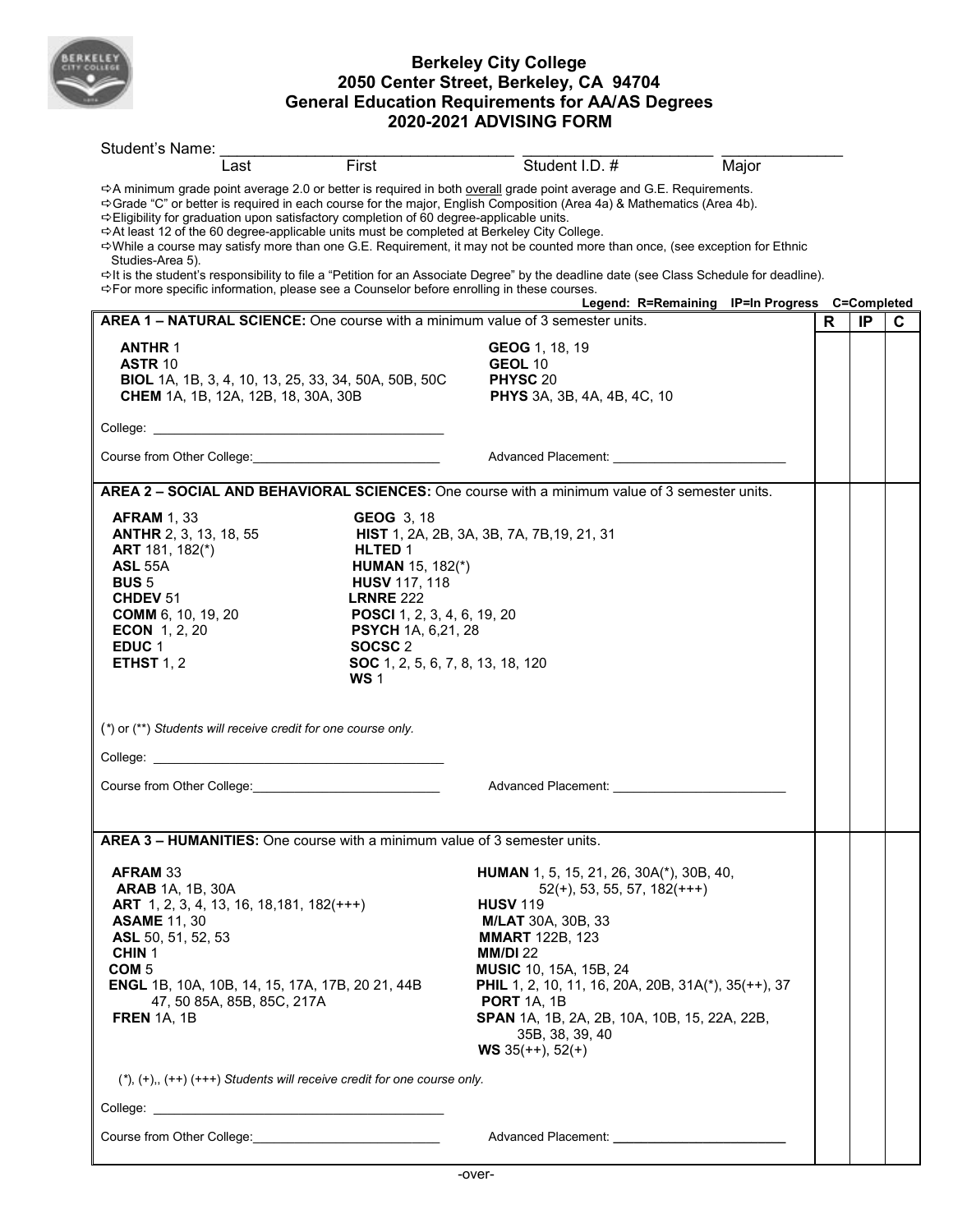# Berkeley City College
## 2050 Center Street, Berkeley, CA 94704
## General Education Requirements for AA/AS Degrees
## 2020-2021 ADVISING FORM

Student's Name: ___________________________ ___________________ ____________
Last First Student I.D. # Major

⇨ A minimum grade point average 2.0 or better is required in both overall grade point average and G.E. Requirements.
⇨ Grade "C" or better is required in each course for the major, English Composition (Area 4a) & Mathematics (Area 4b).
⇨ Eligibility for graduation upon satisfactory completion of 60 degree-applicable units.
⇨ At least 12 of the 60 degree-applicable units must be completed at Berkeley City College.
⇨ While a course may satisfy more than one G.E. Requirement, it may not be counted more than once, (see exception for Ethnic Studies-Area 5).
⇨ It is the student's responsibility to file a "Petition for an Associate Degree" by the deadline date (see Class Schedule for deadline).
⇨ For more specific information, please see a Counselor before enrolling in these courses.

Legend: R=Remaining IP=In Progress C=Completed

| Requirement | R | IP | C |
|---|---|---|---|
| **AREA 1 – NATURAL SCIENCE:** One course with a minimum value of 3 semester units.<br><br>**ANTHR** 1<br>**ASTR** 10<br>**BIOL** 1A, 1B, 3, 4, 10, 13, 25, 33, 34, 50A, 50B, 50C<br>**CHEM** 1A, 1B, 12A, 12B, 18, 30A, 30B<br>**GEOG** 1, 18, 19<br>**GEOL** 10<br>**PHYSC** 20<br>**PHYS** 3A, 3B, 4A, 4B, 4C, 10<br><br>College: ______________<br>Course from Other College: ______________ Advanced Placement: ______________ | | | |
| **AREA 2 – SOCIAL AND BEHAVIORAL SCIENCES:** One course with a minimum value of 3 semester units.<br><br>**AFRAM** 1, 33<br>**ANTHR** 2, 3, 13, 18, 55<br>**ART** 181, 182(*)<br>**ASL** 55A<br>**BUS** 5<br>**CHDEV** 51<br>**COMM** 6, 10, 19, 20<br>**ECON** 1, 2, 20<br>**EDUC** 1<br>**ETHST** 1, 2<br>**GEOG** 3, 18<br>**HIST** 1, 2A, 2B, 3A, 3B, 7A, 7B,19, 21, 31<br>**HLTED** 1<br>**HUMAN** 15, 182(*)<br>**HUSV** 117, 118<br>**LRNRE** 222<br>**POSCI** 1, 2, 3, 4, 6, 19, 20<br>**PSYCH** 1A, 6,21, 28<br>**SOCSC** 2<br>**SOC** 1, 2, 5, 6, 7, 8, 13, 18, 120<br>**WS** 1<br><br>(*) or (**) *Students will receive credit for one course only.*<br><br>College: ______________<br>Course from Other College: ______________ Advanced Placement: ______________ | | | |
| **AREA 3 – HUMANITIES:** One course with a minimum value of 3 semester units.<br><br>**AFRAM** 33<br>**ARAB** 1A, 1B, 30A<br>**ART** 1, 2, 3, 4, 13, 16, 18,181, 182(+++)<br>**ASAME** 11, 30<br>**ASL** 50, 51, 52, 53<br>**CHIN** 1<br>**COM** 5<br>**ENGL** 1B, 10A, 10B, 14, 15, 17A, 17B, 20 21, 44B 47, 50 85A, 85B, 85C, 217A<br>**FREN** 1A, 1B<br>**HUMAN** 1, 5, 15, 21, 26, 30A(*), 30B, 40, 52(+), 53, 55, 57, 182(+++)<br>**HUSV** 119<br>**M/LAT** 30A, 30B, 33<br>**MMART** 122B, 123<br>**MM/DI** 22<br>**MUSIC** 10, 15A, 15B, 24<br>**PHIL** 1, 2, 10, 11, 16, 20A, 20B, 31A(*), 35(++), 37<br>**PORT** 1A, 1B<br>**SPAN** 1A, 1B, 2A, 2B, 10A, 10B, 15, 22A, 22B, 35B, 38, 39, 40<br>**WS** 35(++), 52(+)<br><br>(*), (+),, (++) (+++) *Students will receive credit for one course only.*<br><br>College: ______________<br>Course from Other College: ______________ Advanced Placement: ______________ | | | |

-over-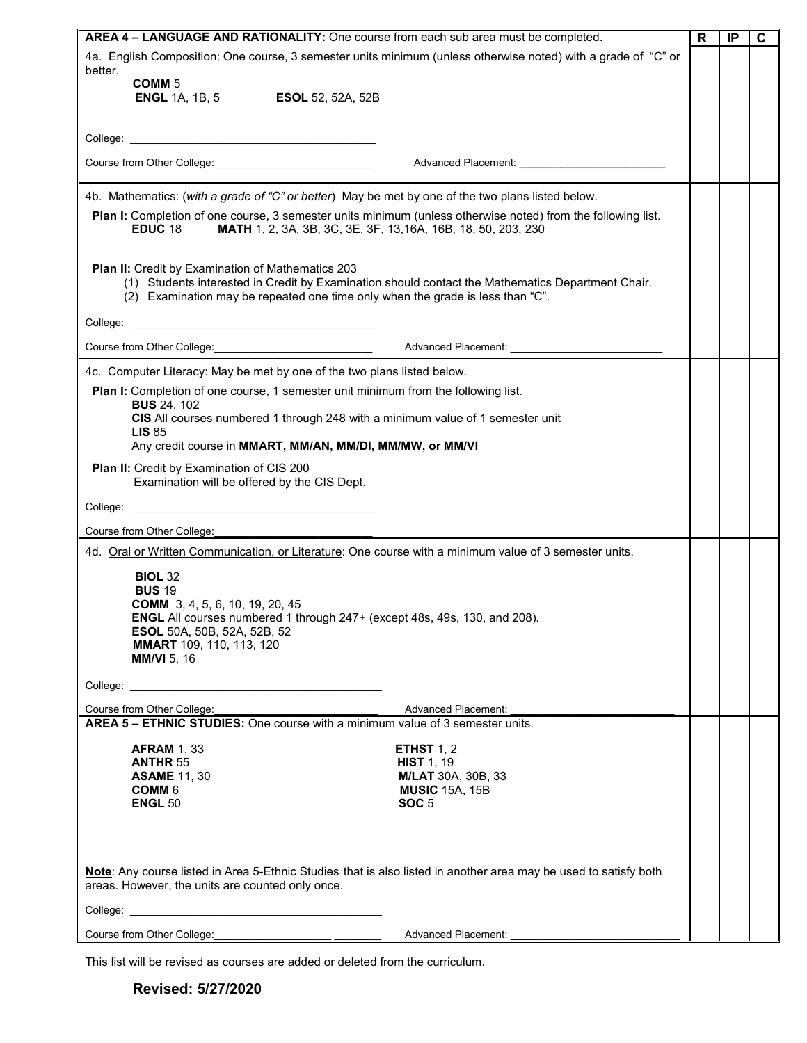| AREA 4 – LANGUAGE AND RATIONALITY: One course from each sub area must be completed. | R | IP | C |
|---|---|---|---|
| 4a. English Composition: One course, 3 semester units minimum (unless otherwise noted) with a grade of "C" or better.<br>**COMM** 5<br>**ENGL** 1A, 1B, 5 **ESOL** 52, 52A, 52B<br><br>College: \_\_\_\_\_\_\_\_\_\_<br>Course from Other College: \_\_\_\_\_\_\_\_\_\_ Advanced Placement: \_\_\_\_\_\_\_\_\_\_ | | | |
| 4b. Mathematics: (*with a grade of "C" or better*) May be met by one of the two plans listed below.<br>**Plan I:** Completion of one course, 3 semester units minimum (unless otherwise noted) from the following list.<br>**EDUC** 18 **MATH** 1, 2, 3A, 3B, 3C, 3E, 3F, 13,16A, 16B, 18, 50, 203, 230<br><br>**Plan II:** Credit by Examination of Mathematics 203<br>(1) Students interested in Credit by Examination should contact the Mathematics Department Chair.<br>(2) Examination may be repeated one time only when the grade is less than "C".<br><br>College: \_\_\_\_\_\_\_\_\_\_<br>Course from Other College: \_\_\_\_\_\_\_\_\_\_ Advanced Placement: \_\_\_\_\_\_\_\_\_\_ | | | |
| 4c. Computer Literacy: May be met by one of the two plans listed below.<br>**Plan I:** Completion of one course, 1 semester unit minimum from the following list.<br>**BUS** 24, 102<br>**CIS** All courses numbered 1 through 248 with a minimum value of 1 semester unit<br>**LIS** 85<br>Any credit course in **MMART, MM/AN, MM/DI, MM/MW, or MM/VI**<br><br>**Plan II:** Credit by Examination of CIS 200<br>Examination will be offered by the CIS Dept.<br><br>College: \_\_\_\_\_\_\_\_\_\_<br>Course from Other College: \_\_\_\_\_\_\_\_\_\_ | | | |
| 4d. Oral or Written Communication, or Literature: One course with a minimum value of 3 semester units.<br>**BIOL** 32<br>**BUS** 19<br>**COMM** 3, 4, 5, 6, 10, 19, 20, 45<br>**ENGL** All courses numbered 1 through 247+ (except 48s, 49s, 130, and 208).<br>**ESOL** 50A, 50B, 52A, 52B, 52<br>**MMART** 109, 110, 113, 120<br>**MM/VI** 5, 16<br><br>College: \_\_\_\_\_\_\_\_\_\_<br>Course from Other College: \_\_\_\_\_\_\_\_\_\_ Advanced Placement: \_\_\_\_\_\_\_\_\_\_ | | | |
| **AREA 5 – ETHNIC STUDIES:** One course with a minimum value of 3 semester units.<br>**AFRAM** 1, 33<br>**ANTHR** 55<br>**ASAME** 11, 30<br>**COMM** 6<br>**ENGL** 50<br>**ETHST** 1, 2<br>**HIST** 1, 19<br>**M/LAT** 30A, 30B, 33<br>**MUSIC** 15A, 15B<br>**SOC** 5<br><br>**Note**: Any course listed in Area 5-Ethnic Studies that is also listed in another area may be used to satisfy both areas. However, the units are counted only once.<br><br>College: \_\_\_\_\_\_\_\_\_\_<br>Course from Other College: \_\_\_\_\_\_\_\_\_\_ Advanced Placement: \_\_\_\_\_\_\_\_\_\_ | | | |

This list will be revised as courses are added or deleted from the curriculum.

**Revised: 5/27/2020**